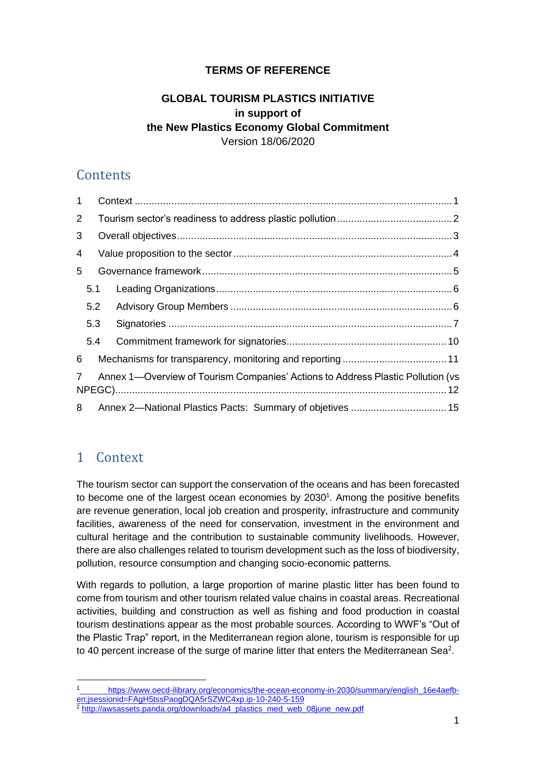**TERMS OF REFERENCE**

**GLOBAL TOURISM PLASTICS INITIATIVE**
**in support of**
**the New Plastics Economy Global Commitment**
Version 18/06/2020

## Contents

1 Context ..... 1
2 Tourism sector's readiness to address plastic pollution ..... 2
3 Overall objectives ..... 3
4 Value proposition to the sector ..... 4
5 Governance framework ..... 5
 5.1 Leading Organizations ..... 6
 5.2 Advisory Group Members ..... 6
 5.3 Signatories ..... 7
 5.4 Commitment framework for signatories ..... 10
6 Mechanisms for transparency, monitoring and reporting ..... 11
7 Annex 1—Overview of Tourism Companies' Actions to Address Plastic Pollution (vs NPEGC) ..... 12
8 Annex 2—National Plastics Pacts: Summary of objetives ..... 15

# 1 Context

The tourism sector can support the conservation of the oceans and has been forecasted to become one of the largest ocean economies by 2030[1]. Among the positive benefits are revenue generation, local job creation and prosperity, infrastructure and community facilities, awareness of the need for conservation, investment in the environment and cultural heritage and the contribution to sustainable community livelihoods. However, there are also challenges related to tourism development such as the loss of biodiversity, pollution, resource consumption and changing socio-economic patterns.

With regards to pollution, a large proportion of marine plastic litter has been found to come from tourism and other tourism related value chains in coastal areas. Recreational activities, building and construction as well as fishing and food production in coastal tourism destinations appear as the most probable sources. According to WWF's "Out of the Plastic Trap" report, in the Mediterranean region alone, tourism is responsible for up to 40 percent increase of the surge of marine litter that enters the Mediterranean Sea[2].

[1] https://www.oecd-ilibrary.org/economics/the-ocean-economy-in-2030/summary/english_16e4aefb-en;jsessionid=FAgH5tssPaogDQA5rSZWC4xp.ip-10-240-5-159

[2] http://awsassets.panda.org/downloads/a4_plastics_med_web_08june_new.pdf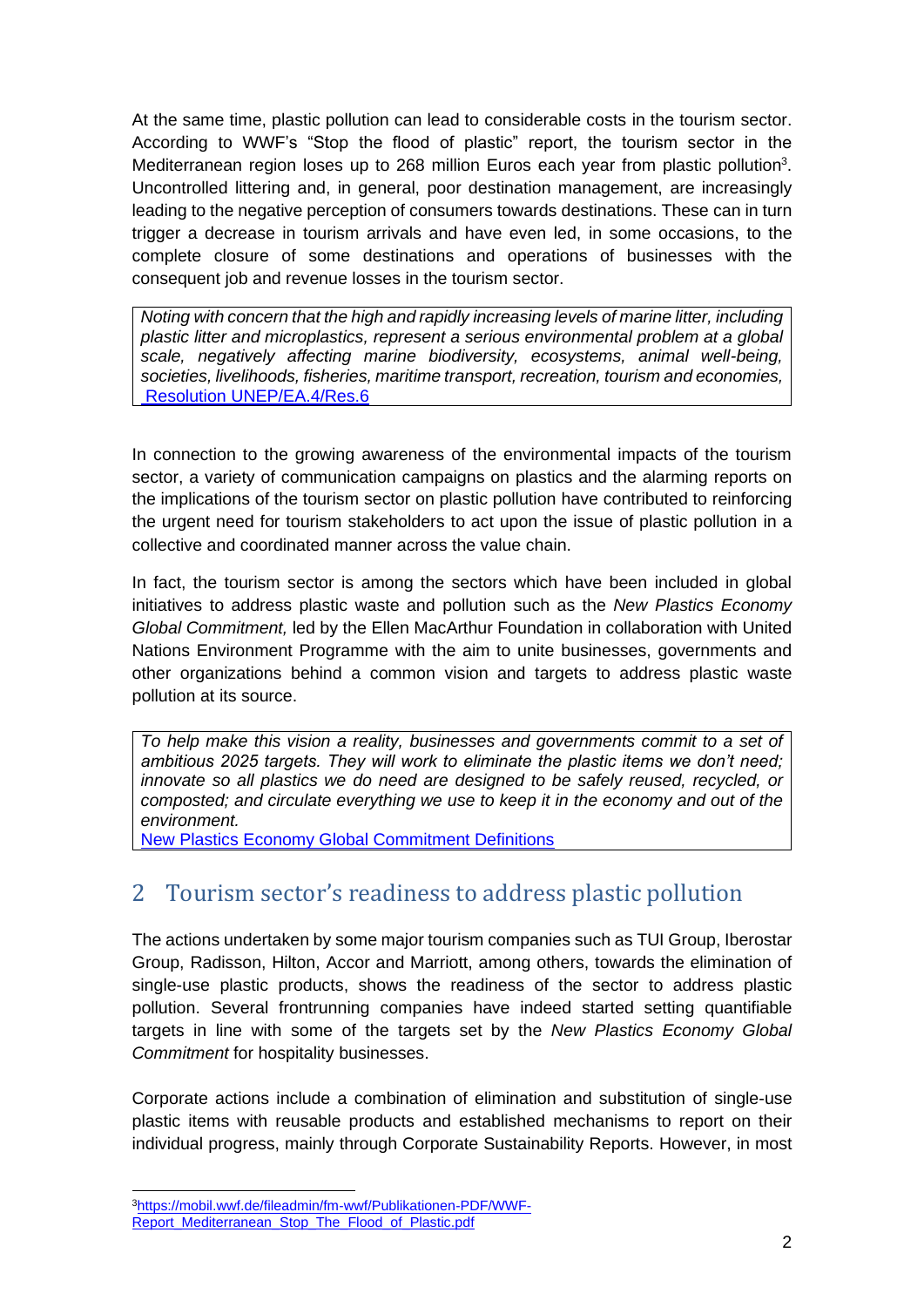At the same time, plastic pollution can lead to considerable costs in the tourism sector. According to WWF's "Stop the flood of plastic" report, the tourism sector in the Mediterranean region loses up to 268 million Euros each year from plastic pollution[3]. Uncontrolled littering and, in general, poor destination management, are increasingly leading to the negative perception of consumers towards destinations. These can in turn trigger a decrease in tourism arrivals and have even led, in some occasions, to the complete closure of some destinations and operations of businesses with the consequent job and revenue losses in the tourism sector.

> *Noting with concern that the high and rapidly increasing levels of marine litter, including plastic litter and microplastics, represent a serious environmental problem at a global scale, negatively affecting marine biodiversity, ecosystems, animal well-being, societies, livelihoods, fisheries, maritime transport, recreation, tourism and economies,* Resolution UNEP/EA.4/Res.6

In connection to the growing awareness of the environmental impacts of the tourism sector, a variety of communication campaigns on plastics and the alarming reports on the implications of the tourism sector on plastic pollution have contributed to reinforcing the urgent need for tourism stakeholders to act upon the issue of plastic pollution in a collective and coordinated manner across the value chain.

In fact, the tourism sector is among the sectors which have been included in global initiatives to address plastic waste and pollution such as the *New Plastics Economy Global Commitment,* led by the Ellen MacArthur Foundation in collaboration with United Nations Environment Programme with the aim to unite businesses, governments and other organizations behind a common vision and targets to address plastic waste pollution at its source.

> *To help make this vision a reality, businesses and governments commit to a set of ambitious 2025 targets. They will work to eliminate the plastic items we don't need; innovate so all plastics we do need are designed to be safely reused, recycled, or composted; and circulate everything we use to keep it in the economy and out of the environment.*
> New Plastics Economy Global Commitment Definitions

## 2 Tourism sector's readiness to address plastic pollution

The actions undertaken by some major tourism companies such as TUI Group, Iberostar Group, Radisson, Hilton, Accor and Marriott, among others, towards the elimination of single-use plastic products, shows the readiness of the sector to address plastic pollution. Several frontrunning companies have indeed started setting quantifiable targets in line with some of the targets set by the *New Plastics Economy Global Commitment* for hospitality businesses.

Corporate actions include a combination of elimination and substitution of single-use plastic items with reusable products and established mechanisms to report on their individual progress, mainly through Corporate Sustainability Reports. However, in most

[3] https://mobil.wwf.de/fileadmin/fm-wwf/Publikationen-PDF/WWF-Report_Mediterranean_Stop_The_Flood_of_Plastic.pdf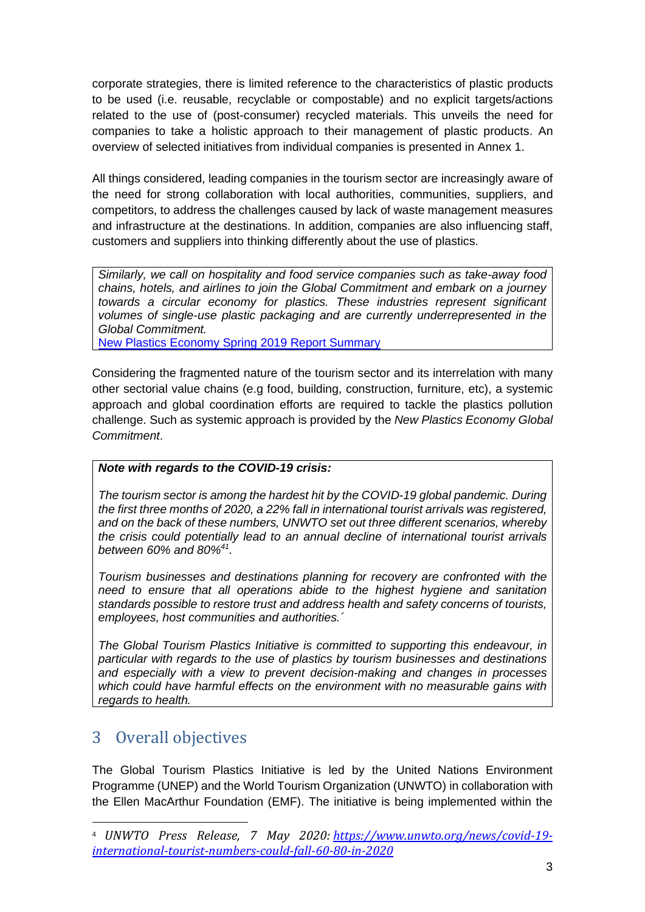corporate strategies, there is limited reference to the characteristics of plastic products to be used (i.e. reusable, recyclable or compostable) and no explicit targets/actions related to the use of (post-consumer) recycled materials. This unveils the need for companies to take a holistic approach to their management of plastic products. An overview of selected initiatives from individual companies is presented in Annex 1.

All things considered, leading companies in the tourism sector are increasingly aware of the need for strong collaboration with local authorities, communities, suppliers, and competitors, to address the challenges caused by lack of waste management measures and infrastructure at the destinations. In addition, companies are also influencing staff, customers and suppliers into thinking differently about the use of plastics.

> *Similarly, we call on hospitality and food service companies such as take-away food chains, hotels, and airlines to join the Global Commitment and embark on a journey towards a circular economy for plastics. These industries represent significant volumes of single-use plastic packaging and are currently underrepresented in the Global Commitment.*
> New Plastics Economy Spring 2019 Report Summary

Considering the fragmented nature of the tourism sector and its interrelation with many other sectorial value chains (e.g food, building, construction, furniture, etc), a systemic approach and global coordination efforts are required to tackle the plastics pollution challenge. Such as systemic approach is provided by the *New Plastics Economy Global Commitment*.

> ***Note with regards to the COVID-19 crisis:***
>
> *The tourism sector is among the hardest hit by the COVID-19 global pandemic. During the first three months of 2020, a 22% fall in international tourist arrivals was registered, and on the back of these numbers, UNWTO set out three different scenarios, whereby the crisis could potentially lead to an annual decline of international tourist arrivals between 60% and 80%*[41]*.*
>
> *Tourism businesses and destinations planning for recovery are confronted with the need to ensure that all operations abide to the highest hygiene and sanitation standards possible to restore trust and address health and safety concerns of tourists, employees, host communities and authorities.´*
>
> *The Global Tourism Plastics Initiative is committed to supporting this endeavour, in particular with regards to the use of plastics by tourism businesses and destinations and especially with a view to prevent decision-making and changes in processes which could have harmful effects on the environment with no measurable gains with regards to health.*

## 3 Overall objectives

The Global Tourism Plastics Initiative is led by the United Nations Environment Programme (UNEP) and the World Tourism Organization (UNWTO) in collaboration with the Ellen MacArthur Foundation (EMF). The initiative is being implemented within the

[4] *UNWTO Press Release, 7 May 2020: https://www.unwto.org/news/covid-19-international-tourist-numbers-could-fall-60-80-in-2020*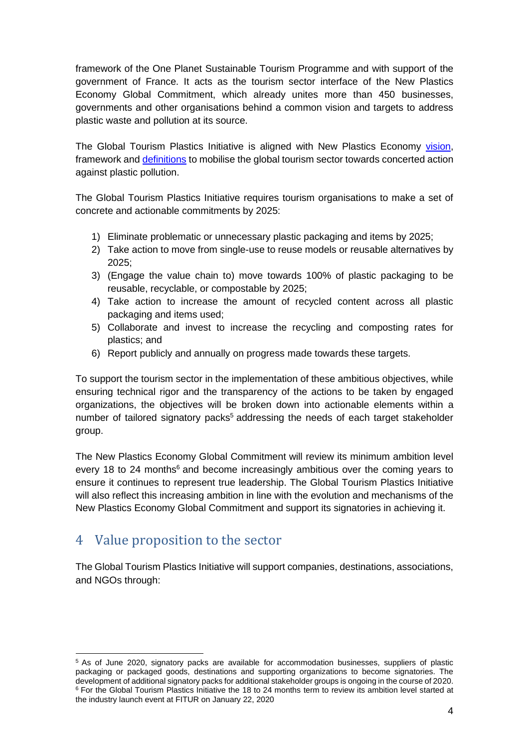framework of the One Planet Sustainable Tourism Programme and with support of the government of France. It acts as the tourism sector interface of the New Plastics Economy Global Commitment, which already unites more than 450 businesses, governments and other organisations behind a common vision and targets to address plastic waste and pollution at its source.

The Global Tourism Plastics Initiative is aligned with New Plastics Economy vision, framework and definitions to mobilise the global tourism sector towards concerted action against plastic pollution.

The Global Tourism Plastics Initiative requires tourism organisations to make a set of concrete and actionable commitments by 2025:

1) Eliminate problematic or unnecessary plastic packaging and items by 2025;
2) Take action to move from single-use to reuse models or reusable alternatives by 2025;
3) (Engage the value chain to) move towards 100% of plastic packaging to be reusable, recyclable, or compostable by 2025;
4) Take action to increase the amount of recycled content across all plastic packaging and items used;
5) Collaborate and invest to increase the recycling and composting rates for plastics; and
6) Report publicly and annually on progress made towards these targets.

To support the tourism sector in the implementation of these ambitious objectives, while ensuring technical rigor and the transparency of the actions to be taken by engaged organizations, the objectives will be broken down into actionable elements within a number of tailored signatory packs[5] addressing the needs of each target stakeholder group.

The New Plastics Economy Global Commitment will review its minimum ambition level every 18 to 24 months[6] and become increasingly ambitious over the coming years to ensure it continues to represent true leadership. The Global Tourism Plastics Initiative will also reflect this increasing ambition in line with the evolution and mechanisms of the New Plastics Economy Global Commitment and support its signatories in achieving it.

## 4 Value proposition to the sector

The Global Tourism Plastics Initiative will support companies, destinations, associations, and NGOs through:

---

[5] As of June 2020, signatory packs are available for accommodation businesses, suppliers of plastic packaging or packaged goods, destinations and supporting organizations to become signatories. The development of additional signatory packs for additional stakeholder groups is ongoing in the course of 2020.

[6] For the Global Tourism Plastics Initiative the 18 to 24 months term to review its ambition level started at the industry launch event at FITUR on January 22, 2020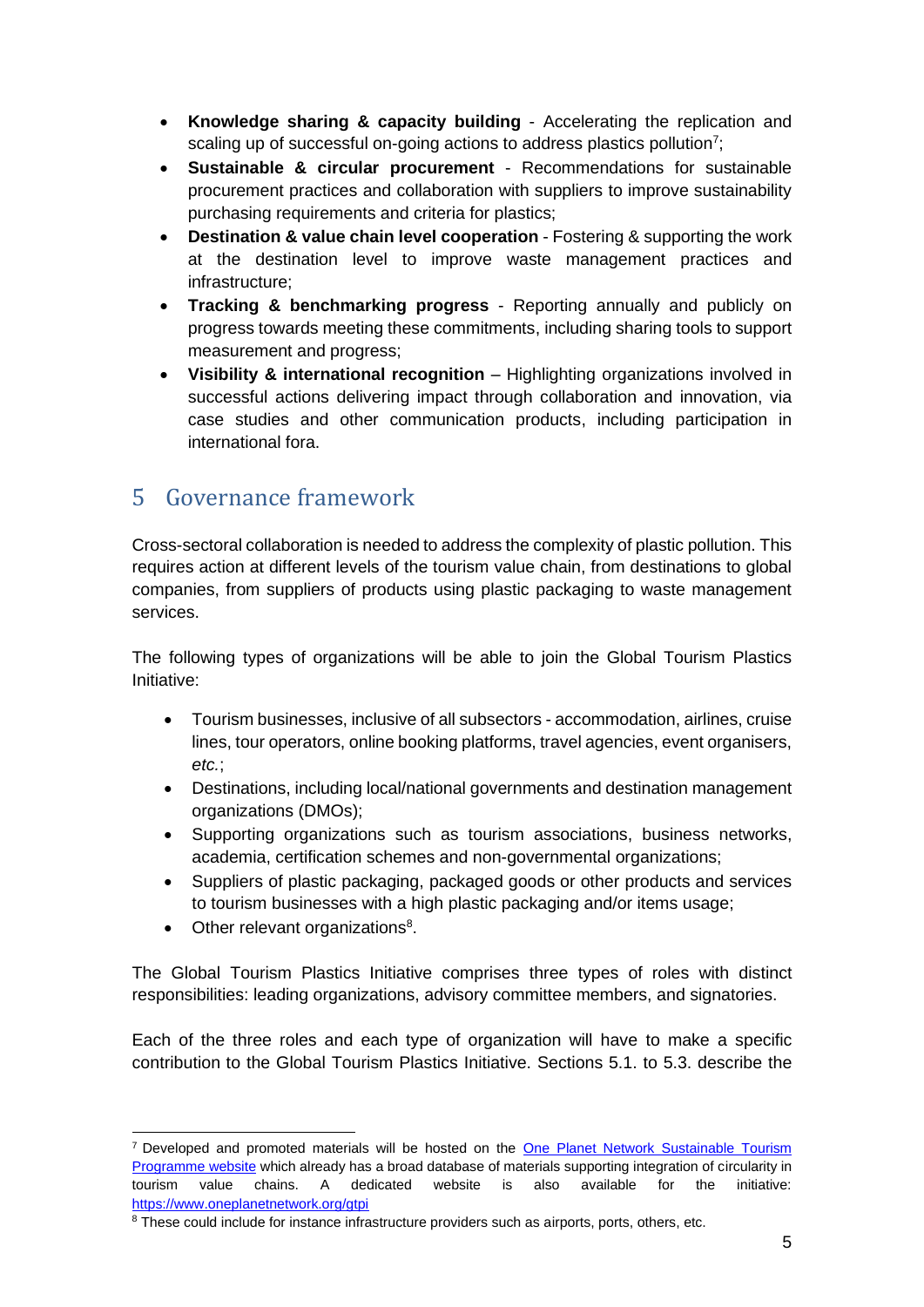- **Knowledge sharing & capacity building** - Accelerating the replication and scaling up of successful on-going actions to address plastics pollution[7];
- **Sustainable & circular procurement** - Recommendations for sustainable procurement practices and collaboration with suppliers to improve sustainability purchasing requirements and criteria for plastics;
- **Destination & value chain level cooperation** - Fostering & supporting the work at the destination level to improve waste management practices and infrastructure;
- **Tracking & benchmarking progress** - Reporting annually and publicly on progress towards meeting these commitments, including sharing tools to support measurement and progress;
- **Visibility & international recognition** – Highlighting organizations involved in successful actions delivering impact through collaboration and innovation, via case studies and other communication products, including participation in international fora.

## 5 Governance framework

Cross-sectoral collaboration is needed to address the complexity of plastic pollution. This requires action at different levels of the tourism value chain, from destinations to global companies, from suppliers of products using plastic packaging to waste management services.

The following types of organizations will be able to join the Global Tourism Plastics Initiative:

- Tourism businesses, inclusive of all subsectors - accommodation, airlines, cruise lines, tour operators, online booking platforms, travel agencies, event organisers, *etc.*;
- Destinations, including local/national governments and destination management organizations (DMOs);
- Supporting organizations such as tourism associations, business networks, academia, certification schemes and non-governmental organizations;
- Suppliers of plastic packaging, packaged goods or other products and services to tourism businesses with a high plastic packaging and/or items usage;
- Other relevant organizations[8].

The Global Tourism Plastics Initiative comprises three types of roles with distinct responsibilities: leading organizations, advisory committee members, and signatories.

Each of the three roles and each type of organization will have to make a specific contribution to the Global Tourism Plastics Initiative. Sections 5.1. to 5.3. describe the

---

[7] Developed and promoted materials will be hosted on the [One Planet Network Sustainable Tourism Programme website](https://www.oneplanetnetwork.org) which already has a broad database of materials supporting integration of circularity in tourism value chains. A dedicated website is also available for the initiative: https://www.oneplanetnetwork.org/gtpi

[8] These could include for instance infrastructure providers such as airports, ports, others, etc.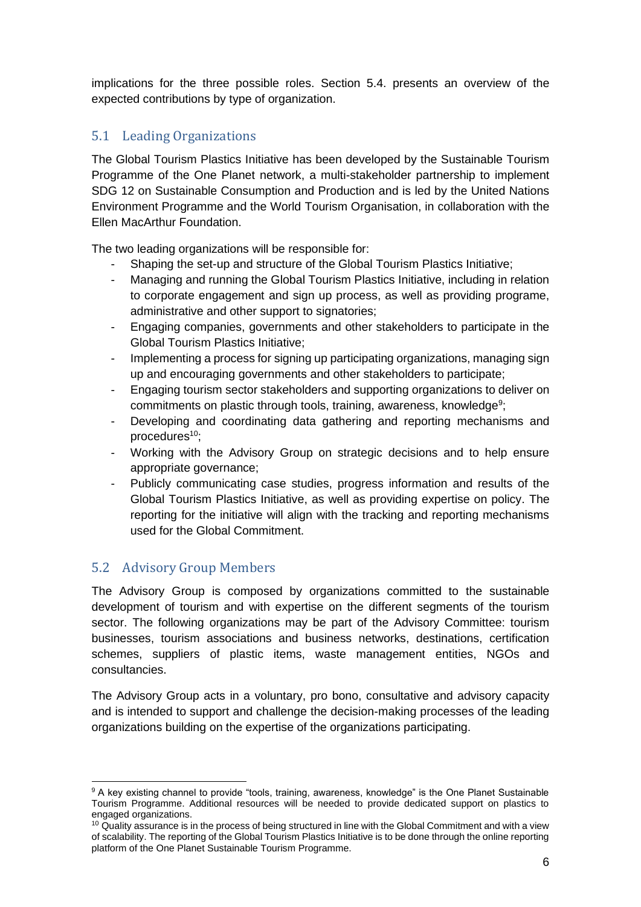implications for the three possible roles. Section 5.4. presents an overview of the expected contributions by type of organization.

## 5.1 Leading Organizations

The Global Tourism Plastics Initiative has been developed by the Sustainable Tourism Programme of the One Planet network, a multi-stakeholder partnership to implement SDG 12 on Sustainable Consumption and Production and is led by the United Nations Environment Programme and the World Tourism Organisation, in collaboration with the Ellen MacArthur Foundation.

The two leading organizations will be responsible for:

- Shaping the set-up and structure of the Global Tourism Plastics Initiative;
- Managing and running the Global Tourism Plastics Initiative, including in relation to corporate engagement and sign up process, as well as providing programe, administrative and other support to signatories;
- Engaging companies, governments and other stakeholders to participate in the Global Tourism Plastics Initiative;
- Implementing a process for signing up participating organizations, managing sign up and encouraging governments and other stakeholders to participate;
- Engaging tourism sector stakeholders and supporting organizations to deliver on commitments on plastic through tools, training, awareness, knowledge[9];
- Developing and coordinating data gathering and reporting mechanisms and procedures[10];
- Working with the Advisory Group on strategic decisions and to help ensure appropriate governance;
- Publicly communicating case studies, progress information and results of the Global Tourism Plastics Initiative, as well as providing expertise on policy. The reporting for the initiative will align with the tracking and reporting mechanisms used for the Global Commitment.

## 5.2 Advisory Group Members

The Advisory Group is composed by organizations committed to the sustainable development of tourism and with expertise on the different segments of the tourism sector. The following organizations may be part of the Advisory Committee: tourism businesses, tourism associations and business networks, destinations, certification schemes, suppliers of plastic items, waste management entities, NGOs and consultancies.

The Advisory Group acts in a voluntary, pro bono, consultative and advisory capacity and is intended to support and challenge the decision-making processes of the leading organizations building on the expertise of the organizations participating.

---

[9] A key existing channel to provide "tools, training, awareness, knowledge" is the One Planet Sustainable Tourism Programme. Additional resources will be needed to provide dedicated support on plastics to engaged organizations.

[10] Quality assurance is in the process of being structured in line with the Global Commitment and with a view of scalability. The reporting of the Global Tourism Plastics Initiative is to be done through the online reporting platform of the One Planet Sustainable Tourism Programme.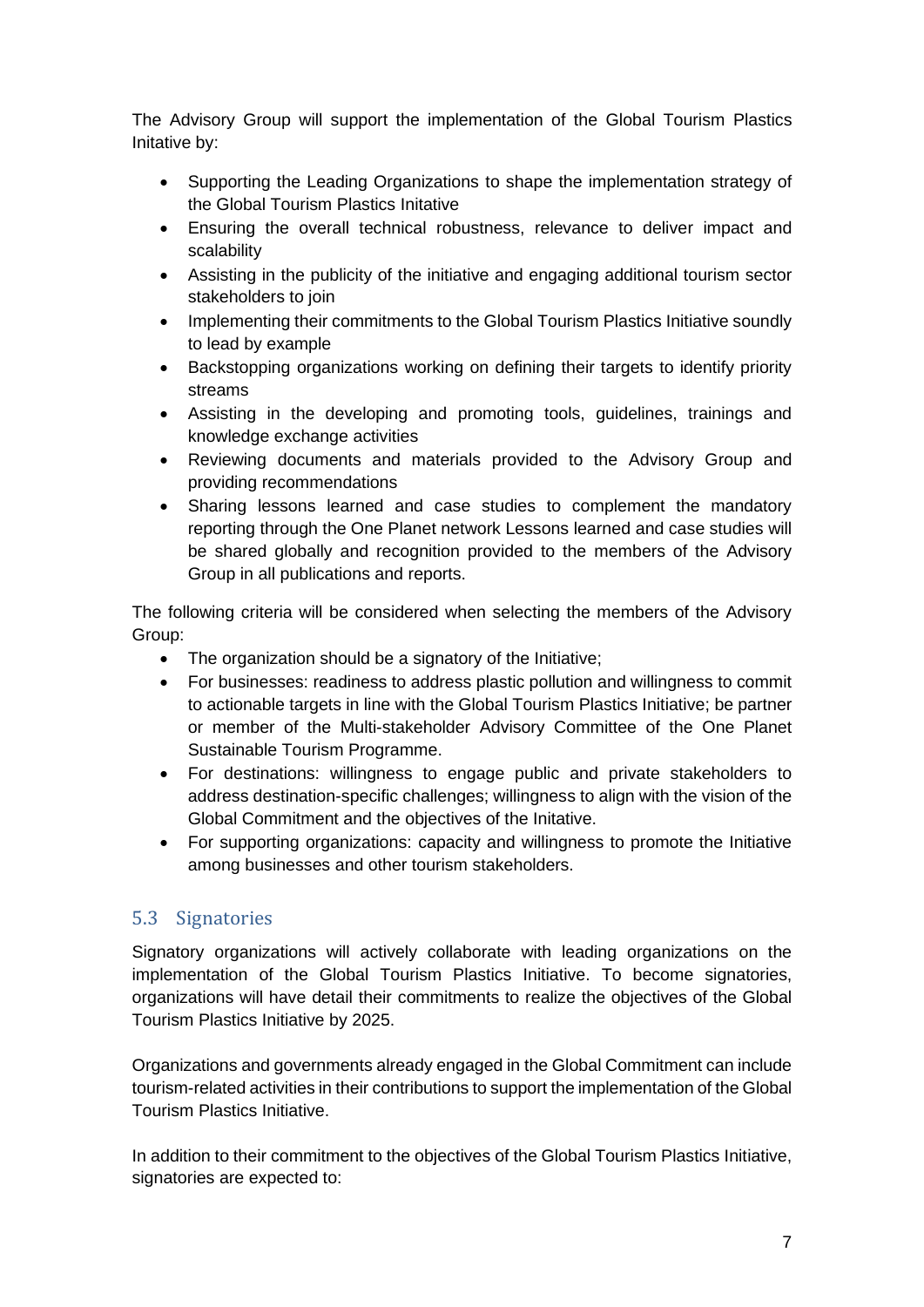The Advisory Group will support the implementation of the Global Tourism Plastics Initative by:

- Supporting the Leading Organizations to shape the implementation strategy of the Global Tourism Plastics Initative
- Ensuring the overall technical robustness, relevance to deliver impact and scalability
- Assisting in the publicity of the initiative and engaging additional tourism sector stakeholders to join
- Implementing their commitments to the Global Tourism Plastics Initiative soundly to lead by example
- Backstopping organizations working on defining their targets to identify priority streams
- Assisting in the developing and promoting tools, guidelines, trainings and knowledge exchange activities
- Reviewing documents and materials provided to the Advisory Group and providing recommendations
- Sharing lessons learned and case studies to complement the mandatory reporting through the One Planet network Lessons learned and case studies will be shared globally and recognition provided to the members of the Advisory Group in all publications and reports.

The following criteria will be considered when selecting the members of the Advisory Group:

- The organization should be a signatory of the Initiative;
- For businesses: readiness to address plastic pollution and willingness to commit to actionable targets in line with the Global Tourism Plastics Initiative; be partner or member of the Multi-stakeholder Advisory Committee of the One Planet Sustainable Tourism Programme.
- For destinations: willingness to engage public and private stakeholders to address destination-specific challenges; willingness to align with the vision of the Global Commitment and the objectives of the Initative.
- For supporting organizations: capacity and willingness to promote the Initiative among businesses and other tourism stakeholders.

## 5.3 Signatories

Signatory organizations will actively collaborate with leading organizations on the implementation of the Global Tourism Plastics Initiative. To become signatories, organizations will have detail their commitments to realize the objectives of the Global Tourism Plastics Initiative by 2025.

Organizations and governments already engaged in the Global Commitment can include tourism-related activities in their contributions to support the implementation of the Global Tourism Plastics Initiative.

In addition to their commitment to the objectives of the Global Tourism Plastics Initiative, signatories are expected to: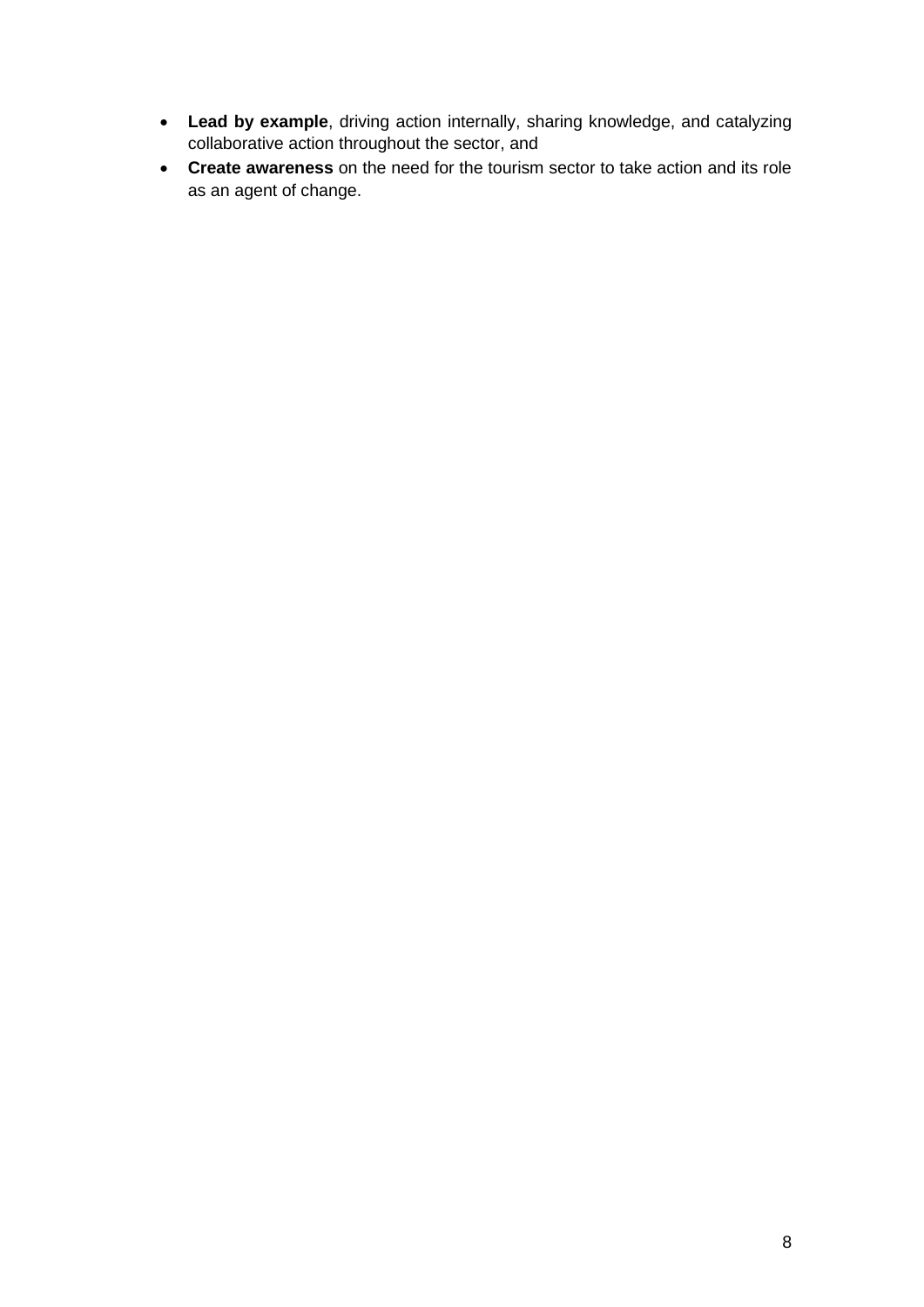- **Lead by example**, driving action internally, sharing knowledge, and catalyzing collaborative action throughout the sector, and
- **Create awareness** on the need for the tourism sector to take action and its role as an agent of change.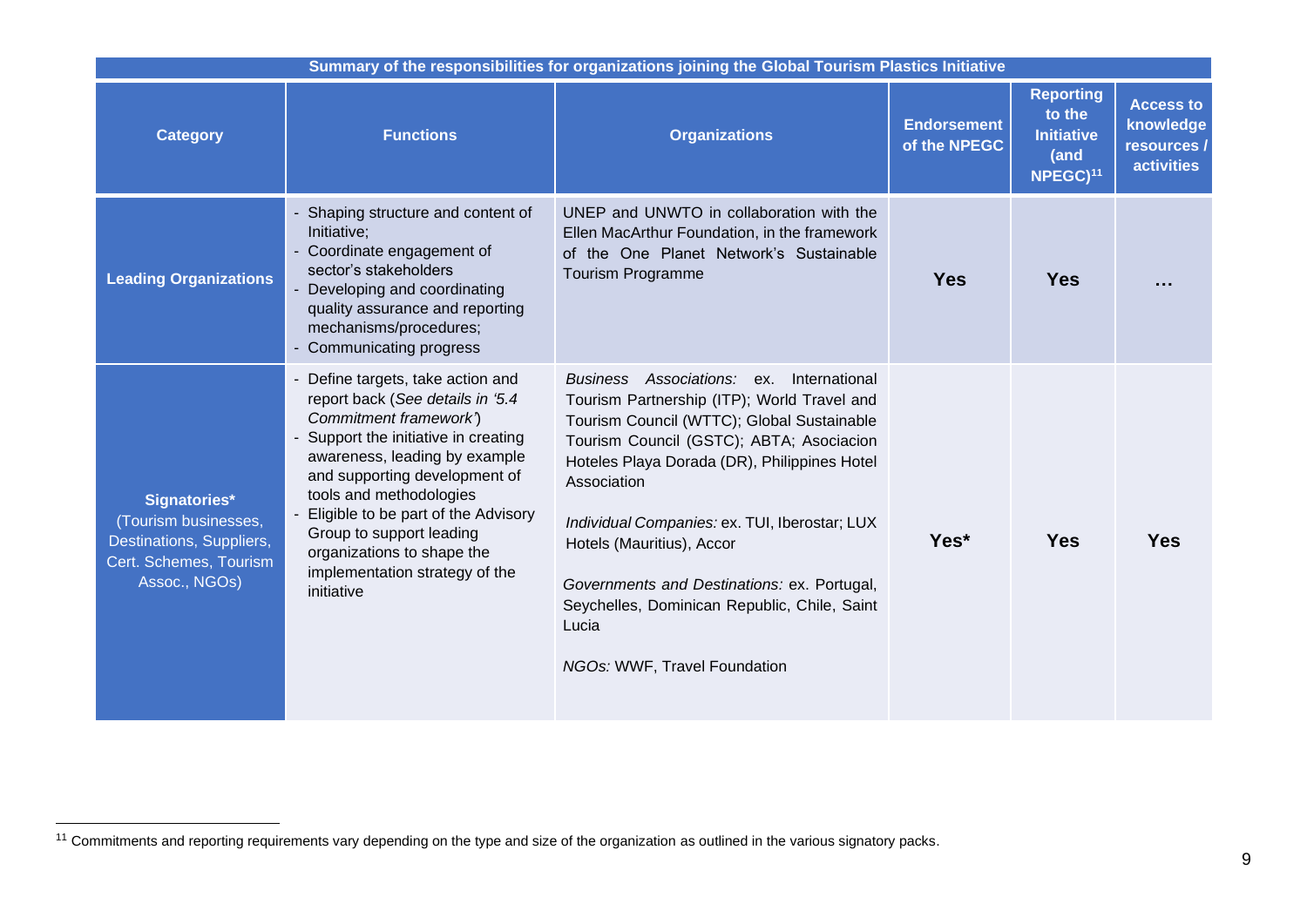| Summary of the responsibilities for organizations joining the Global Tourism Plastics Initiative | | | | | |
|---|---|---|---|---|---|
| **Category** | **Functions** | **Organizations** | **Endorsement of the NPEGC** | **Reporting to the Initiative (and NPEGC)[11]** | **Access to knowledge resources / activities** |
| **Leading Organizations** | - Shaping structure and content of Initiative;<br>- Coordinate engagement of sector's stakeholders<br>- Developing and coordinating quality assurance and reporting mechanisms/procedures;<br>- Communicating progress | UNEP and UNWTO in collaboration with the Ellen MacArthur Foundation, in the framework of the One Planet Network's Sustainable Tourism Programme | **Yes** | **Yes** | **…** |
| **Signatories*** (Tourism businesses, Destinations, Suppliers, Cert. Schemes, Tourism Assoc., NGOs) | - Define targets, take action and report back (*See details in '5.4 Commitment framework'*)<br>- Support the initiative in creating awareness, leading by example and supporting development of tools and methodologies<br>- Eligible to be part of the Advisory Group to support leading organizations to shape the implementation strategy of the initiative | *Business Associations:* ex. International Tourism Partnership (ITP); World Travel and Tourism Council (WTTC); Global Sustainable Tourism Council (GSTC); ABTA; Asociacion Hoteles Playa Dorada (DR), Philippines Hotel Association<br><br>*Individual Companies:* ex. TUI, Iberostar; LUX Hotels (Mauritius), Accor<br><br>*Governments and Destinations:* ex. Portugal, Seychelles, Dominican Republic, Chile, Saint Lucia<br><br>*NGOs:* WWF, Travel Foundation | **Yes*** | **Yes** | **Yes** |

[11] Commitments and reporting requirements vary depending on the type and size of the organization as outlined in the various signatory packs.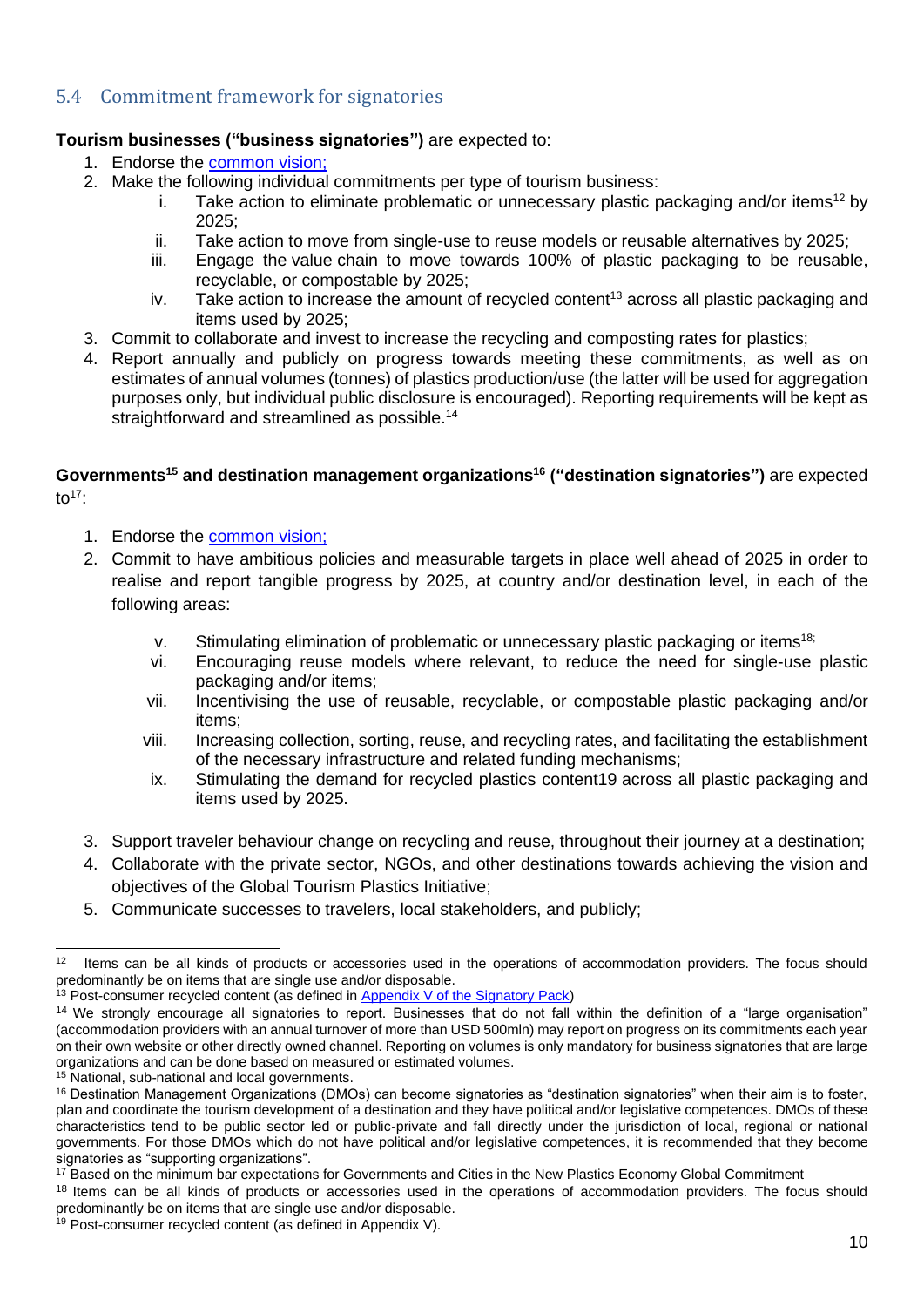## 5.4 Commitment framework for signatories

**Tourism businesses ("business signatories")** are expected to:

1. Endorse the common vision;
2. Make the following individual commitments per type of tourism business:
   - i. Take action to eliminate problematic or unnecessary plastic packaging and/or items[12] by 2025;
   - ii. Take action to move from single-use to reuse models or reusable alternatives by 2025;
   - iii. Engage the value chain to move towards 100% of plastic packaging to be reusable, recyclable, or compostable by 2025;
   - iv. Take action to increase the amount of recycled content[13] across all plastic packaging and items used by 2025;
3. Commit to collaborate and invest to increase the recycling and composting rates for plastics;
4. Report annually and publicly on progress towards meeting these commitments, as well as on estimates of annual volumes (tonnes) of plastics production/use (the latter will be used for aggregation purposes only, but individual public disclosure is encouraged). Reporting requirements will be kept as straightforward and streamlined as possible.[14]

**Governments[15] and destination management organizations[16] ("destination signatories")** are expected to[17]:

1. Endorse the common vision;
2. Commit to have ambitious policies and measurable targets in place well ahead of 2025 in order to realise and report tangible progress by 2025, at country and/or destination level, in each of the following areas:
   - v. Stimulating elimination of problematic or unnecessary plastic packaging or items[18;]
   - vi. Encouraging reuse models where relevant, to reduce the need for single-use plastic packaging and/or items;
   - vii. Incentivising the use of reusable, recyclable, or compostable plastic packaging and/or items;
   - viii. Increasing collection, sorting, reuse, and recycling rates, and facilitating the establishment of the necessary infrastructure and related funding mechanisms;
   - ix. Stimulating the demand for recycled plastics content19 across all plastic packaging and items used by 2025.
3. Support traveler behaviour change on recycling and reuse, throughout their journey at a destination;
4. Collaborate with the private sector, NGOs, and other destinations towards achieving the vision and objectives of the Global Tourism Plastics Initiative;
5. Communicate successes to travelers, local stakeholders, and publicly;

---

[12] Items can be all kinds of products or accessories used in the operations of accommodation providers. The focus should predominantly be on items that are single use and/or disposable.

[13] Post-consumer recycled content (as defined in Appendix V of the Signatory Pack)

[14] We strongly encourage all signatories to report. Businesses that do not fall within the definition of a "large organisation" (accommodation providers with an annual turnover of more than USD 500mln) may report on progress on its commitments each year on their own website or other directly owned channel. Reporting on volumes is only mandatory for business signatories that are large organizations and can be done based on measured or estimated volumes.

[15] National, sub-national and local governments.

[16] Destination Management Organizations (DMOs) can become signatories as "destination signatories" when their aim is to foster, plan and coordinate the tourism development of a destination and they have political and/or legislative competences. DMOs of these characteristics tend to be public sector led or public-private and fall directly under the jurisdiction of local, regional or national governments. For those DMOs which do not have political and/or legislative competences, it is recommended that they become signatories as "supporting organizations".

[17] Based on the minimum bar expectations for Governments and Cities in the New Plastics Economy Global Commitment

[18] Items can be all kinds of products or accessories used in the operations of accommodation providers. The focus should predominantly be on items that are single use and/or disposable.

[19] Post-consumer recycled content (as defined in Appendix V).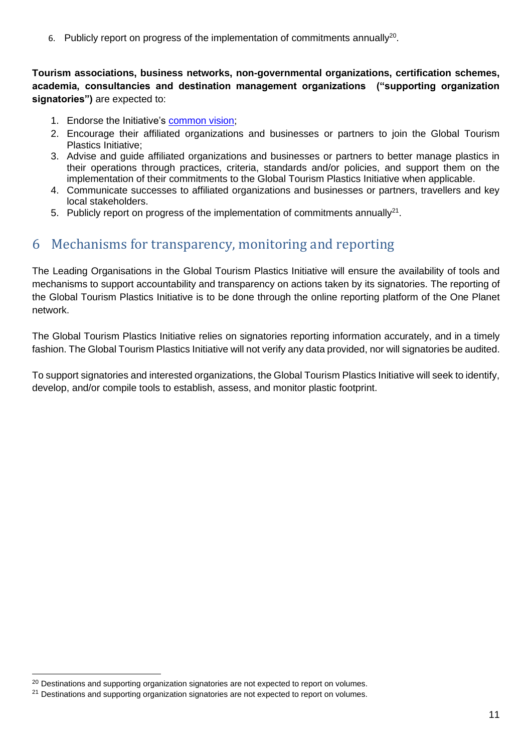6. Publicly report on progress of the implementation of commitments annually[20].

**Tourism associations, business networks, non-governmental organizations, certification schemes, academia, consultancies and destination management organizations ("supporting organization signatories")** are expected to:

1. Endorse the Initiative's common vision;
2. Encourage their affiliated organizations and businesses or partners to join the Global Tourism Plastics Initiative;
3. Advise and guide affiliated organizations and businesses or partners to better manage plastics in their operations through practices, criteria, standards and/or policies, and support them on the implementation of their commitments to the Global Tourism Plastics Initiative when applicable.
4. Communicate successes to affiliated organizations and businesses or partners, travellers and key local stakeholders.
5. Publicly report on progress of the implementation of commitments annually[21].

## 6 Mechanisms for transparency, monitoring and reporting

The Leading Organisations in the Global Tourism Plastics Initiative will ensure the availability of tools and mechanisms to support accountability and transparency on actions taken by its signatories. The reporting of the Global Tourism Plastics Initiative is to be done through the online reporting platform of the One Planet network.

The Global Tourism Plastics Initiative relies on signatories reporting information accurately, and in a timely fashion. The Global Tourism Plastics Initiative will not verify any data provided, nor will signatories be audited.

To support signatories and interested organizations, the Global Tourism Plastics Initiative will seek to identify, develop, and/or compile tools to establish, assess, and monitor plastic footprint.

---

[20] Destinations and supporting organization signatories are not expected to report on volumes.

[21] Destinations and supporting organization signatories are not expected to report on volumes.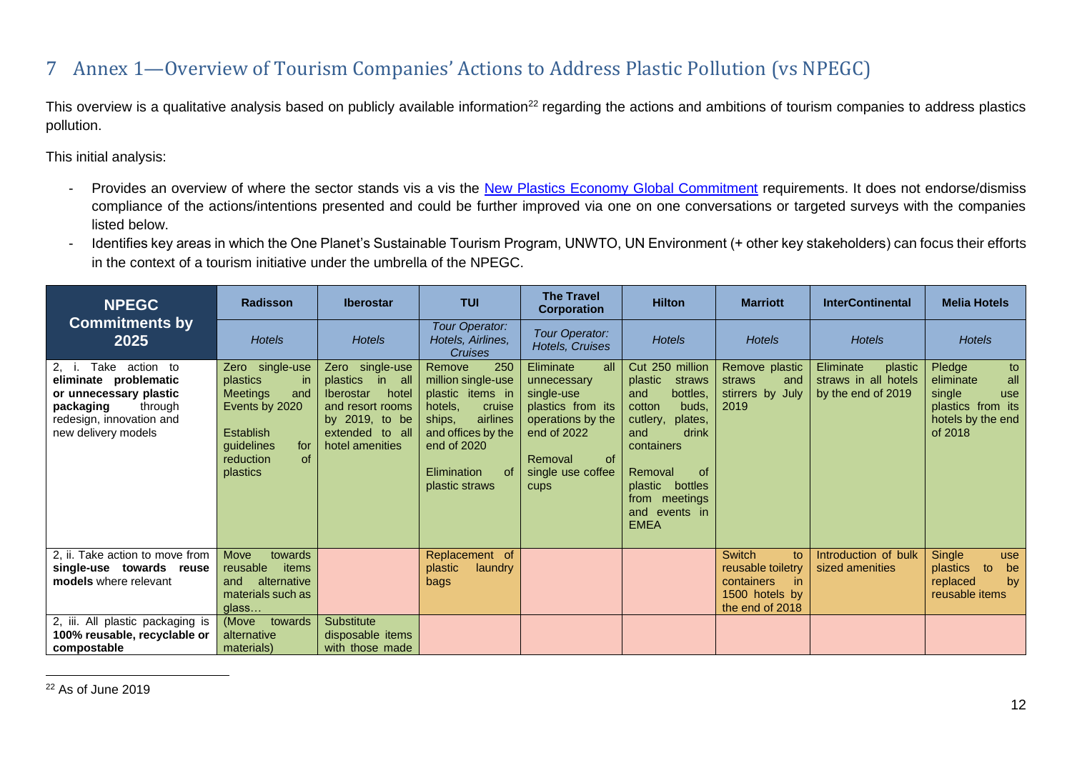# 7 Annex 1—Overview of Tourism Companies' Actions to Address Plastic Pollution (vs NPEGC)

This overview is a qualitative analysis based on publicly available information[22] regarding the actions and ambitions of tourism companies to address plastics pollution.

This initial analysis:

- Provides an overview of where the sector stands vis a vis the [New Plastics Economy Global Commitment](#) requirements. It does not endorse/dismiss compliance of the actions/intentions presented and could be further improved via one on one conversations or targeted surveys with the companies listed below.
- Identifies key areas in which the One Planet's Sustainable Tourism Program, UNWTO, UN Environment (+ other key stakeholders) can focus their efforts in the context of a tourism initiative under the umbrella of the NPEGC.

| **NPEGC Commitments by 2025** | **Radisson** | **Iberostar** | **TUI** | **The Travel Corporation** | **Hilton** | **Marriott** | **InterContinental** | **Melia Hotels** |
|---|---|---|---|---|---|---|---|---|
| | *Hotels* | *Hotels* | *Tour Operator: Hotels, Airlines, Cruises* | *Tour Operator: Hotels, Cruises* | *Hotels* | *Hotels* | *Hotels* | *Hotels* |
| 2, i. Take action to **eliminate problematic or unnecessary plastic packaging** through redesign, innovation and new delivery models | Zero single-use plastics in Meetings and Events by 2020<br><br>Establish guidelines for reduction of plastics | Zero single-use plastics in all Iberostar hotel and resort rooms by 2019, to be extended to all hotel amenities | Remove 250 million single-use plastic items in hotels, cruise ships, airlines and offices by the end of 2020<br><br>Elimination of plastic straws | Eliminate all unnecessary single-use plastics from its operations by the end of 2022<br><br>Removal of single use coffee cups | Cut 250 million plastic straws and bottles, cotton buds, cutlery, plates, and drink containers<br><br>Removal of plastic bottles from meetings and events in EMEA | Remove plastic straws and stirrers by July 2019 | Eliminate plastic straws in all hotels by the end of 2019 | Pledge to eliminate all single use plastics from its hotels by the end of 2018 |
| 2, ii. Take action to move from **single-use towards reuse models** where relevant | Move towards reusable items and alternative materials such as glass… | | Replacement of plastic laundry bags | | | Switch to reusable toiletry containers in 1500 hotels by the end of 2018 | Introduction of bulk sized amenities | Single use plastics to be replaced by reusable items |
| 2, iii. All plastic packaging is **100% reusable, recyclable or compostable** | (Move towards alternative materials) | Substitute disposable items with those made | | | | | | |

[22] As of June 2019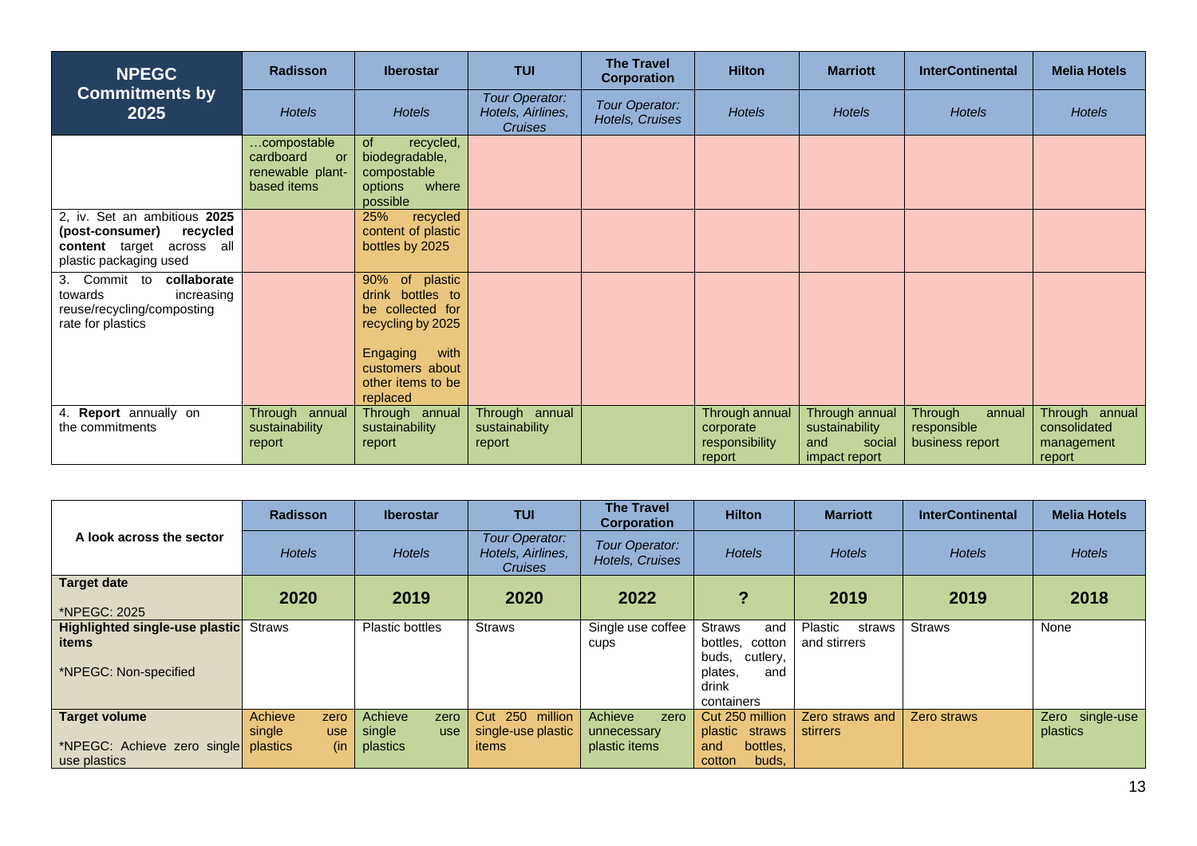| NPEGC Commitments by 2025 | Radisson | Iberostar | TUI | The Travel Corporation | Hilton | Marriott | InterContinental | Melia Hotels |
|---|---|---|---|---|---|---|---|---|
| | *Hotels* | *Hotels* | *Tour Operator: Hotels, Airlines, Cruises* | *Tour Operator: Hotels, Cruises* | *Hotels* | *Hotels* | *Hotels* | *Hotels* |
| | …compostable cardboard or renewable plant-based items | of recycled, biodegradable, compostable options where possible | | | | | | |
| 2, iv. Set an ambitious **2025 (post-consumer) recycled content** target across all plastic packaging used | | 25% recycled content of plastic bottles by 2025 | | | | | | |
| 3. Commit to **collaborate** towards increasing reuse/recycling/composting rate for plastics | | 90% of plastic drink bottles to be collected for recycling by 2025<br><br>Engaging with customers about other items to be replaced | | | | | | |
| 4. **Report** annually on the commitments | Through annual sustainability report | Through annual sustainability report | Through annual sustainability report | | Through annual corporate responsibility report | Through annual sustainability and social impact report | Through annual responsible business report | Through annual consolidated management report |

| A look across the sector | Radisson | Iberostar | TUI | The Travel Corporation | Hilton | Marriott | InterContinental | Melia Hotels |
|---|---|---|---|---|---|---|---|---|
| | *Hotels* | *Hotels* | *Tour Operator: Hotels, Airlines, Cruises* | *Tour Operator: Hotels, Cruises* | *Hotels* | *Hotels* | *Hotels* | *Hotels* |
| **Target date**<br><br>*NPEGC: 2025 | **2020** | **2019** | **2020** | **2022** | **?** | **2019** | **2019** | **2018** |
| **Highlighted single-use plastic items**<br><br>*NPEGC: Non-specified | Straws | Plastic bottles | Straws | Single use coffee cups | Straws and bottles, cotton buds, cutlery, plates, and drink containers | Plastic straws and stirrers | Straws | None |
| **Target volume**<br><br>*NPEGC: Achieve zero single use plastics | Achieve zero single use plastics (in | Achieve zero single use plastics | Cut 250 million single-use plastic items | Achieve zero unnecessary plastic items | Cut 250 million plastic straws and bottles, cotton buds, | Zero straws and stirrers | Zero straws | Zero single-use plastics |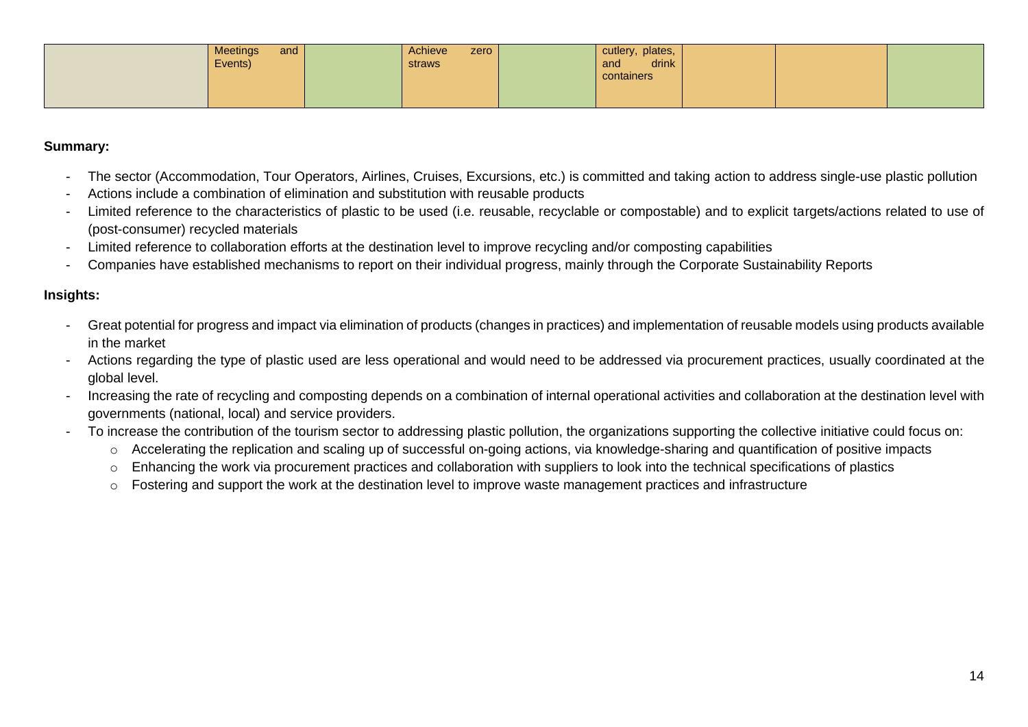|  | Meetings and Events) |  | Achieve zero straws |  | cutlery, plates, and drink containers |  |  |  |
|---|---|---|---|---|---|---|---|---|

**Summary:**

- The sector (Accommodation, Tour Operators, Airlines, Cruises, Excursions, etc.) is committed and taking action to address single-use plastic pollution
- Actions include a combination of elimination and substitution with reusable products
- Limited reference to the characteristics of plastic to be used (i.e. reusable, recyclable or compostable) and to explicit targets/actions related to use of (post-consumer) recycled materials
- Limited reference to collaboration efforts at the destination level to improve recycling and/or composting capabilities
- Companies have established mechanisms to report on their individual progress, mainly through the Corporate Sustainability Reports

**Insights:**

- Great potential for progress and impact via elimination of products (changes in practices) and implementation of reusable models using products available in the market
- Actions regarding the type of plastic used are less operational and would need to be addressed via procurement practices, usually coordinated at the global level.
- Increasing the rate of recycling and composting depends on a combination of internal operational activities and collaboration at the destination level with governments (national, local) and service providers.
- To increase the contribution of the tourism sector to addressing plastic pollution, the organizations supporting the collective initiative could focus on:
  - Accelerating the replication and scaling up of successful on-going actions, via knowledge-sharing and quantification of positive impacts
  - Enhancing the work via procurement practices and collaboration with suppliers to look into the technical specifications of plastics
  - Fostering and support the work at the destination level to improve waste management practices and infrastructure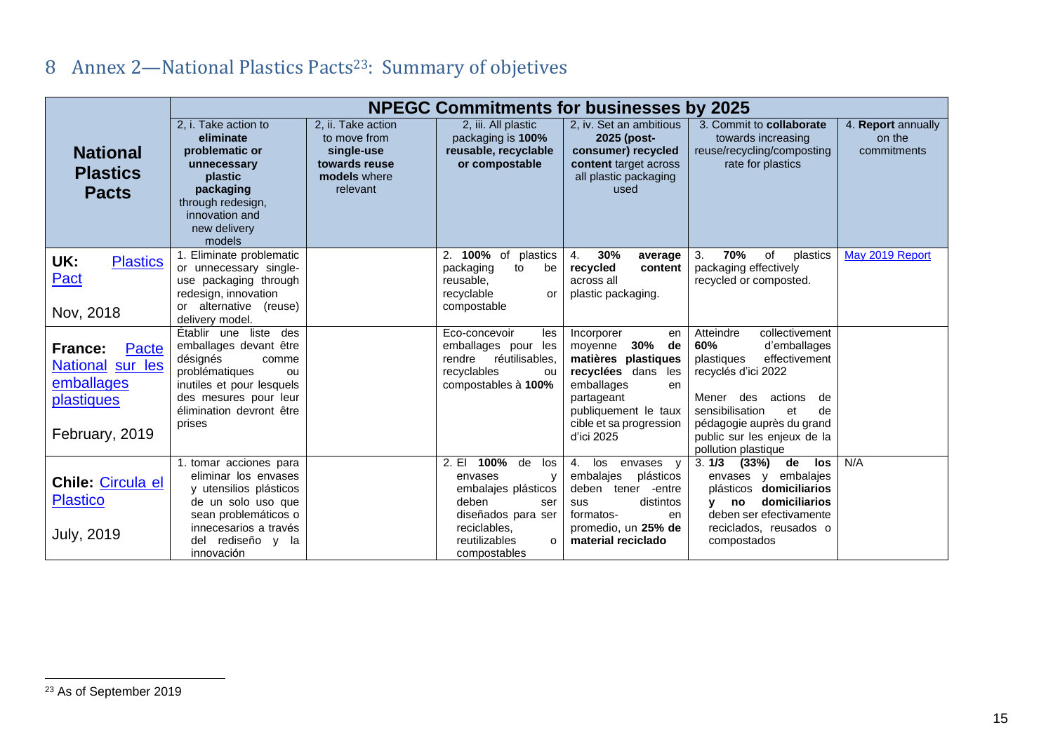# 8 Annex 2—National Plastics Pacts[23]: Summary of objetives

| National Plastics Pacts | NPEGC Commitments for businesses by 2025 | | | | | |
|---|---|---|---|---|---|---|
| | 2, i. Take action to **eliminate problematic or unnecessary plastic packaging** through redesign, innovation and new delivery models | 2, ii. Take action to move from **single-use towards reuse models** where relevant | 2, iii. All plastic packaging is **100% reusable, recyclable or compostable** | 2, iv. Set an ambitious **2025 (post-consumer) recycled content** target across all plastic packaging used | 3. Commit to **collaborate** towards increasing reuse/recycling/composting rate for plastics | 4. **Report** annually on the commitments |
| **UK:** Plastics Pact<br><br>Nov, 2018 | 1. Eliminate problematic or unnecessary single-use packaging through redesign, innovation or alternative (reuse) delivery model. | | 2. **100%** of plastics packaging to be reusable, recyclable or compostable | 4. **30% average recycled content** across all plastic packaging. | 3. **70%** of plastics packaging effectively recycled or composted. | May 2019 Report |
| **France:** Pacte National sur les emballages plastiques<br><br>February, 2019 | Établir une liste des emballages devant être désignés comme problématiques ou inutiles et pour lesquels des mesures pour leur élimination devront être prises | | Eco-concevoir les emballages pour les rendre réutilisables, recyclables ou compostables à **100%** | Incorporer en moyenne **30% de matières plastiques recyclées** dans les emballages en partageant publiquement le taux cible et sa progression d'ici 2025 | Atteindre collectivement **60%** d'emballages plastiques effectivement recyclés d'ici 2022<br><br>Mener des actions de sensibilisation et de pédagogie auprès du grand public sur les enjeux de la pollution plastique | |
| **Chile:** Circula el Plastico<br><br>July, 2019 | 1. tomar acciones para eliminar los envases y utensilios plásticos de un solo uso que sean problemáticos o innecesarios a través del rediseño y la innovación | | 2. El **100%** de los envases y embalajes plásticos deben ser diseñados para ser reciclables, reutilizables o compostables | 4. los envases y embalajes plásticos deben tener -entre sus distintos formatos- en promedio, un **25% de material reciclado** | 3. **1/3 (33%) de los** envases y embalajes plásticos **domiciliarios y no domiciliarios** deben ser efectivamente reciclados, reusados o compostados | N/A |

[23] As of September 2019